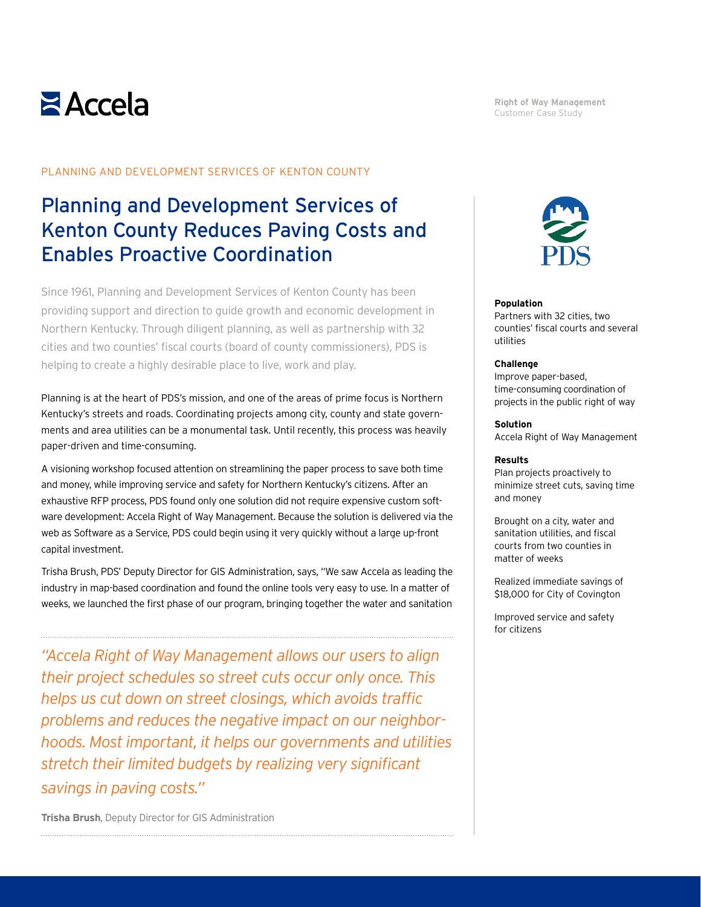Accela

**Right of Way Management**
Customer Case Study

PLANNING AND DEVELOPMENT SERVICES OF KENTON COUNTY

# Planning and Development Services of Kenton County Reduces Paving Costs and Enables Proactive Coordination

Since 1961, Planning and Development Services of Kenton County has been providing support and direction to guide growth and economic development in Northern Kentucky. Through diligent planning, as well as partnership with 32 cities and two counties' fiscal courts (board of county commissioners), PDS is helping to create a highly desirable place to live, work and play.

Planning is at the heart of PDS's mission, and one of the areas of prime focus is Northern Kentucky's streets and roads. Coordinating projects among city, county and state governments and area utilities can be a monumental task. Until recently, this process was heavily paper-driven and time-consuming.

A visioning workshop focused attention on streamlining the paper process to save both time and money, while improving service and safety for Northern Kentucky's citizens. After an exhaustive RFP process, PDS found only one solution did not require expensive custom software development: Accela Right of Way Management. Because the solution is delivered via the web as Software as a Service, PDS could begin using it very quickly without a large up-front capital investment.

Trisha Brush, PDS' Deputy Director for GIS Administration, says, "We saw Accela as leading the industry in map-based coordination and found the online tools very easy to use. In a matter of weeks, we launched the first phase of our program, bringing together the water and sanitation

*"Accela Right of Way Management allows our users to align their project schedules so street cuts occur only once. This helps us cut down on street closings, which avoids traffic problems and reduces the negative impact on our neighborhoods. Most important, it helps our governments and utilities stretch their limited budgets by realizing very significant savings in paving costs."*

**Trisha Brush**, Deputy Director for GIS Administration

PDS

**Population**
Partners with 32 cities, two counties' fiscal courts and several utilities

**Challenge**
Improve paper-based, time-consuming coordination of projects in the public right of way

**Solution**
Accela Right of Way Management

**Results**
Plan projects proactively to minimize street cuts, saving time and money

Brought on a city, water and sanitation utilities, and fiscal courts from two counties in matter of weeks

Realized immediate savings of $18,000 for City of Covington

Improved service and safety for citizens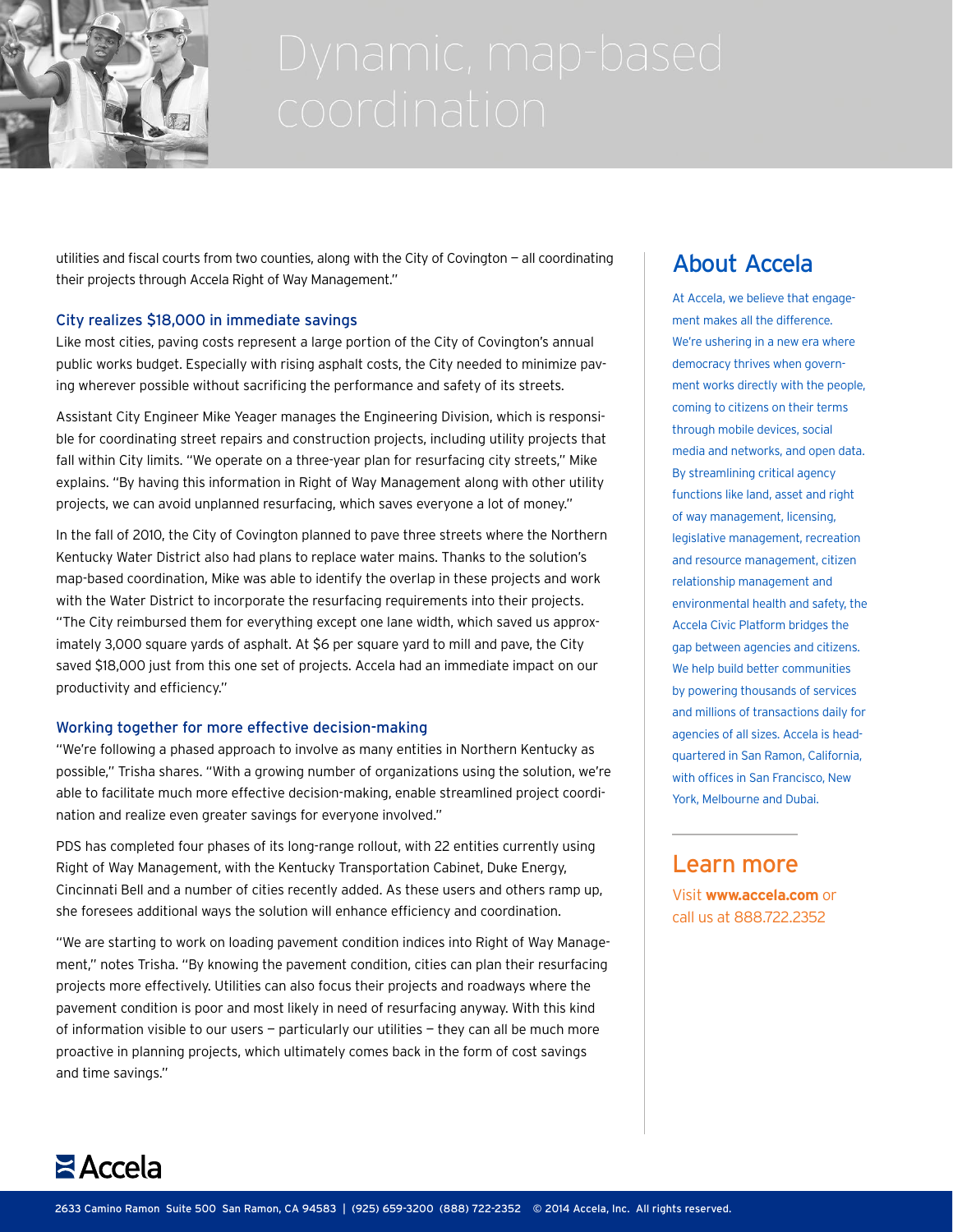# Dynamic, map-based coordination

utilities and fiscal courts from two counties, along with the City of Covington — all coordinating their projects through Accela Right of Way Management."

### City realizes $18,000 in immediate savings

Like most cities, paving costs represent a large portion of the City of Covington's annual public works budget. Especially with rising asphalt costs, the City needed to minimize paving wherever possible without sacrificing the performance and safety of its streets.

Assistant City Engineer Mike Yeager manages the Engineering Division, which is responsible for coordinating street repairs and construction projects, including utility projects that fall within City limits. "We operate on a three-year plan for resurfacing city streets," Mike explains. "By having this information in Right of Way Management along with other utility projects, we can avoid unplanned resurfacing, which saves everyone a lot of money."

In the fall of 2010, the City of Covington planned to pave three streets where the Northern Kentucky Water District also had plans to replace water mains. Thanks to the solution's map-based coordination, Mike was able to identify the overlap in these projects and work with the Water District to incorporate the resurfacing requirements into their projects. "The City reimbursed them for everything except one lane width, which saved us approximately 3,000 square yards of asphalt. At $6 per square yard to mill and pave, the City saved $18,000 just from this one set of projects. Accela had an immediate impact on our productivity and efficiency."

### Working together for more effective decision-making

"We're following a phased approach to involve as many entities in Northern Kentucky as possible," Trisha shares. "With a growing number of organizations using the solution, we're able to facilitate much more effective decision-making, enable streamlined project coordination and realize even greater savings for everyone involved."

PDS has completed four phases of its long-range rollout, with 22 entities currently using Right of Way Management, with the Kentucky Transportation Cabinet, Duke Energy, Cincinnati Bell and a number of cities recently added. As these users and others ramp up, she foresees additional ways the solution will enhance efficiency and coordination.

"We are starting to work on loading pavement condition indices into Right of Way Management," notes Trisha. "By knowing the pavement condition, cities can plan their resurfacing projects more effectively. Utilities can also focus their projects and roadways where the pavement condition is poor and most likely in need of resurfacing anyway. With this kind of information visible to our users — particularly our utilities — they can all be much more proactive in planning projects, which ultimately comes back in the form of cost savings and time savings."

## About Accela

At Accela, we believe that engagement makes all the difference. We're ushering in a new era where democracy thrives when government works directly with the people, coming to citizens on their terms through mobile devices, social media and networks, and open data. By streamlining critical agency functions like land, asset and right of way management, licensing, legislative management, recreation and resource management, citizen relationship management and environmental health and safety, the Accela Civic Platform bridges the gap between agencies and citizens. We help build better communities by powering thousands of services and millions of transactions daily for agencies of all sizes. Accela is headquartered in San Ramon, California, with offices in San Francisco, New York, Melbourne and Dubai.

## Learn more

Visit **www.accela.com** or call us at 888.722.2352

Accela

2633 Camino Ramon Suite 500 San Ramon, CA 94583 | (925) 659-3200 (888) 722-2352 © 2014 Accela, Inc. All rights reserved.